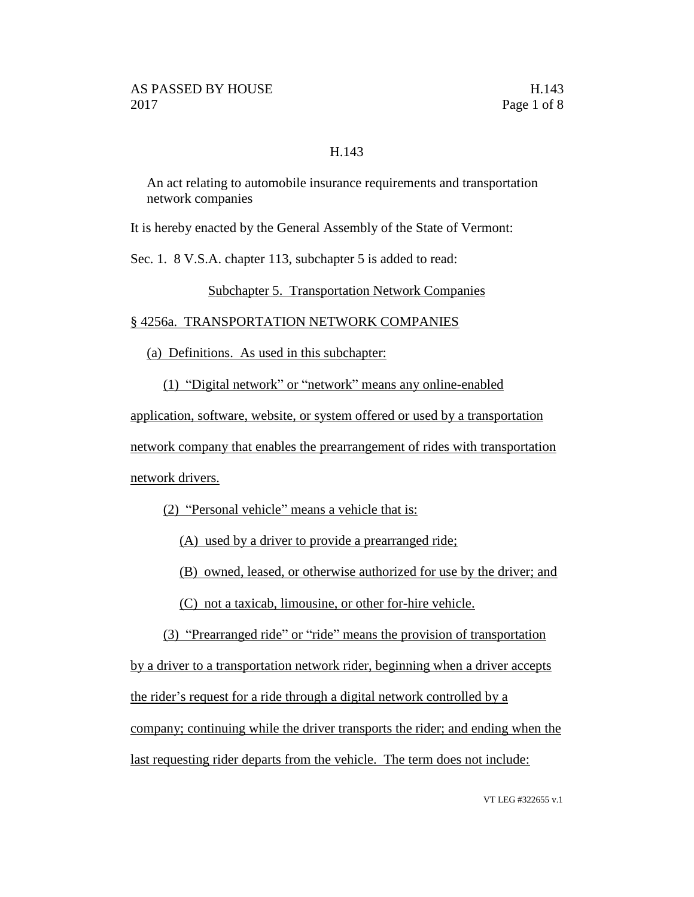# H.143

An act relating to automobile insurance requirements and transportation network companies

It is hereby enacted by the General Assembly of the State of Vermont:

Sec. 1. 8 V.S.A. chapter 113, subchapter 5 is added to read:

Subchapter 5. Transportation Network Companies

§ 4256a. TRANSPORTATION NETWORK COMPANIES

(a) Definitions. As used in this subchapter:

(1) "Digital network" or "network" means any online-enabled application, software, website, or system offered or used by a transportation network company that enables the prearrangement of rides with transportation network drivers.

(2) "Personal vehicle" means a vehicle that is:

(A) used by a driver to provide a prearranged ride;

(B) owned, leased, or otherwise authorized for use by the driver; and

(C) not a taxicab, limousine, or other for-hire vehicle.

(3) "Prearranged ride" or "ride" means the provision of transportation by a driver to a transportation network rider, beginning when a driver accepts the rider's request for a ride through a digital network controlled by a company; continuing while the driver transports the rider; and ending when the last requesting rider departs from the vehicle. The term does not include: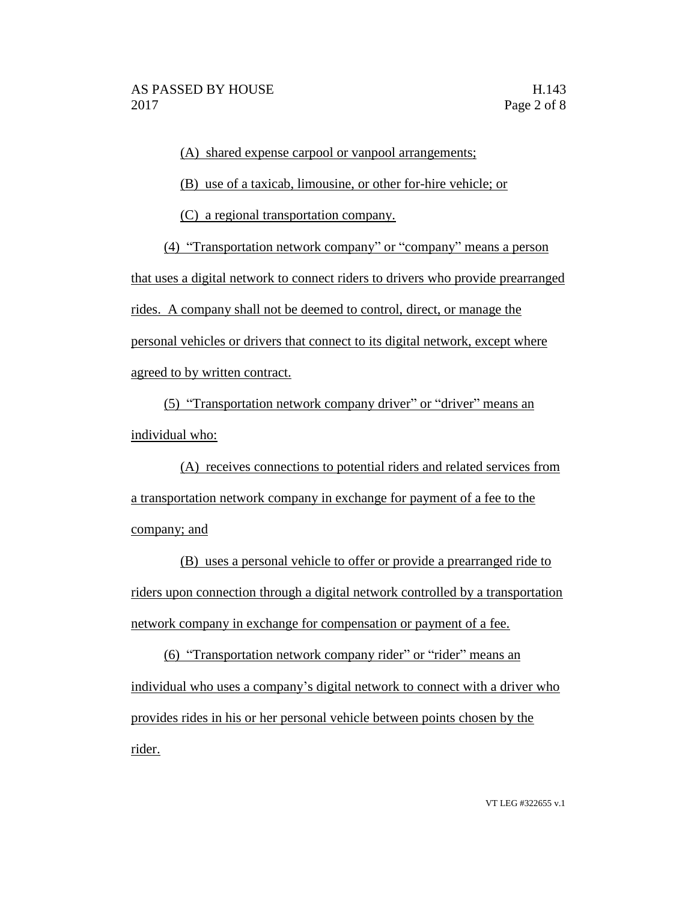(A) shared expense carpool or vanpool arrangements;

(B) use of a taxicab, limousine, or other for-hire vehicle; or

(C) a regional transportation company.

(4) "Transportation network company" or "company" means a person that uses a digital network to connect riders to drivers who provide prearranged rides. A company shall not be deemed to control, direct, or manage the personal vehicles or drivers that connect to its digital network, except where agreed to by written contract.

(5) "Transportation network company driver" or "driver" means an individual who:

(A) receives connections to potential riders and related services from a transportation network company in exchange for payment of a fee to the company; and

(B) uses a personal vehicle to offer or provide a prearranged ride to riders upon connection through a digital network controlled by a transportation network company in exchange for compensation or payment of a fee.

(6) "Transportation network company rider" or "rider" means an individual who uses a company's digital network to connect with a driver who provides rides in his or her personal vehicle between points chosen by the rider.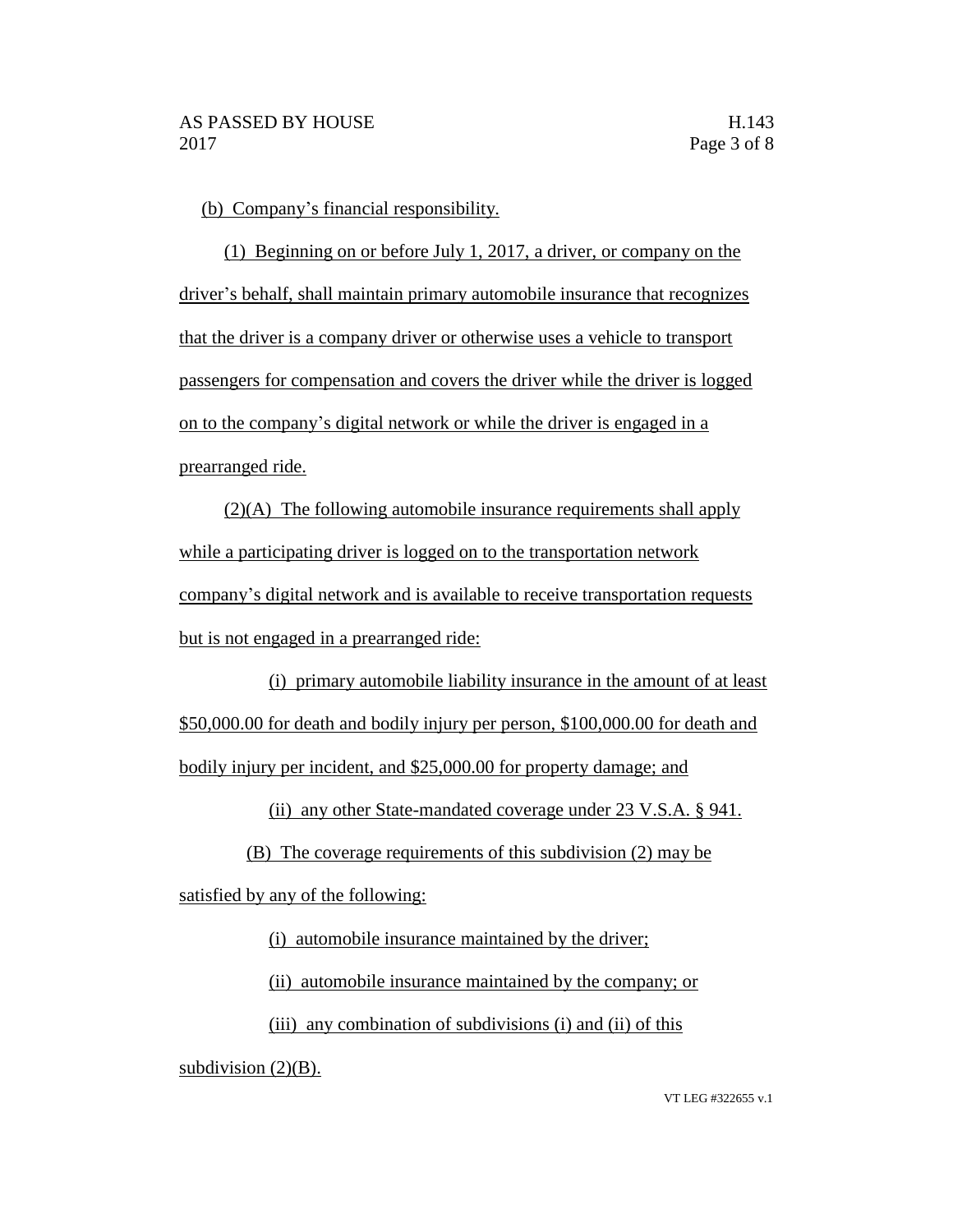(b) Company's financial responsibility.

(1) Beginning on or before July 1, 2017, a driver, or company on the driver's behalf, shall maintain primary automobile insurance that recognizes that the driver is a company driver or otherwise uses a vehicle to transport passengers for compensation and covers the driver while the driver is logged on to the company's digital network or while the driver is engaged in a prearranged ride.

(2)(A) The following automobile insurance requirements shall apply while a participating driver is logged on to the transportation network company's digital network and is available to receive transportation requests but is not engaged in a prearranged ride:

(i) primary automobile liability insurance in the amount of at least $50,000.00 for death and bodily injury per person, $100,000.00 for death and bodily injury per incident, and $25,000.00 for property damage; and

(ii) any other State-mandated coverage under 23 V.S.A. § 941.

(B) The coverage requirements of this subdivision (2) may be satisfied by any of the following:

(i) automobile insurance maintained by the driver;

(ii) automobile insurance maintained by the company; or

(iii) any combination of subdivisions (i) and (ii) of this subdivision (2)(B).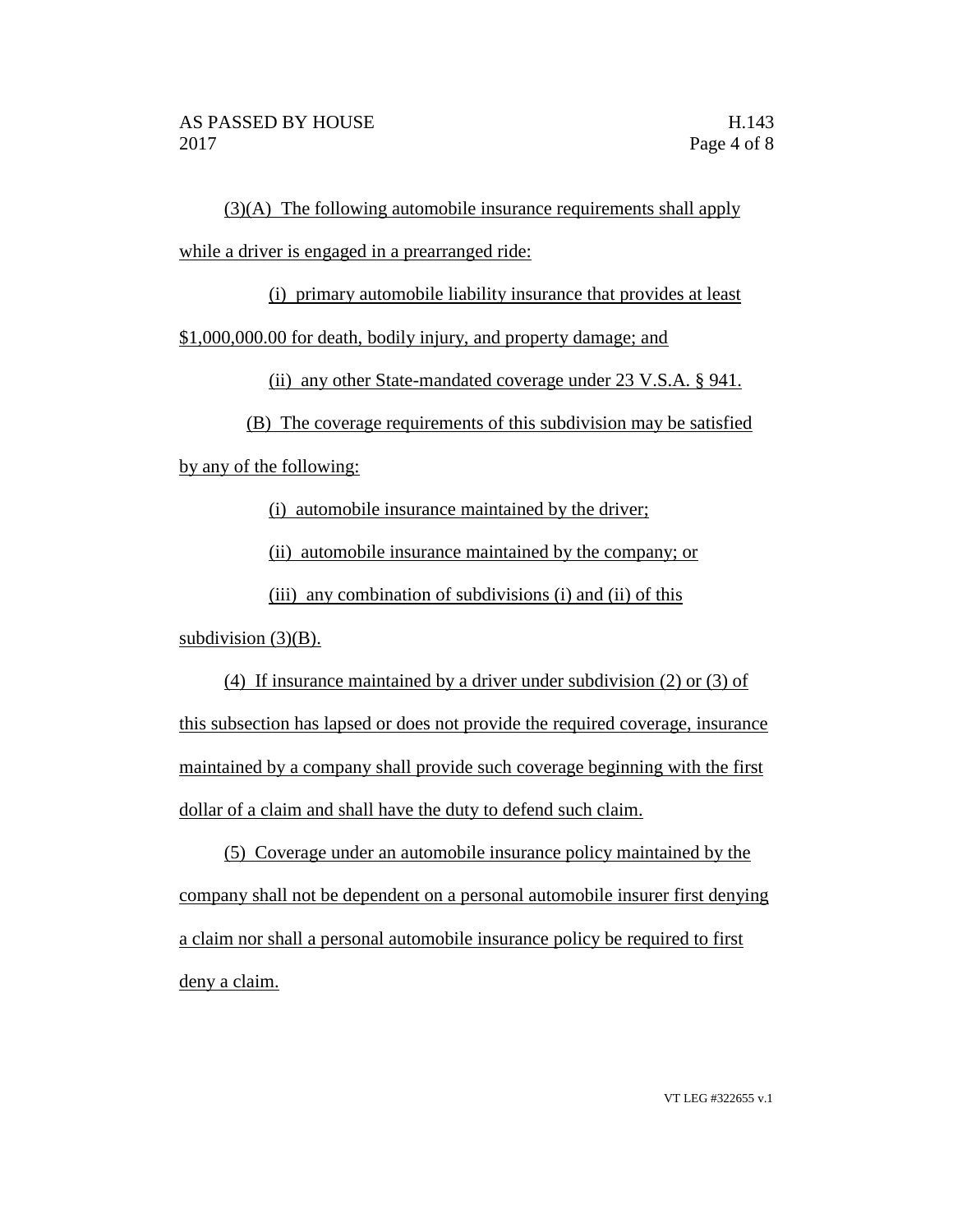(3)(A) The following automobile insurance requirements shall apply while a driver is engaged in a prearranged ride:

(i) primary automobile liability insurance that provides at least $1,000,000.00 for death, bodily injury, and property damage; and

(ii) any other State-mandated coverage under 23 V.S.A. § 941.

(B) The coverage requirements of this subdivision may be satisfied by any of the following:

(i) automobile insurance maintained by the driver;

(ii) automobile insurance maintained by the company; or

(iii) any combination of subdivisions (i) and (ii) of this subdivision (3)(B).

(4) If insurance maintained by a driver under subdivision (2) or (3) of this subsection has lapsed or does not provide the required coverage, insurance maintained by a company shall provide such coverage beginning with the first dollar of a claim and shall have the duty to defend such claim.

(5) Coverage under an automobile insurance policy maintained by the company shall not be dependent on a personal automobile insurer first denying a claim nor shall a personal automobile insurance policy be required to first deny a claim.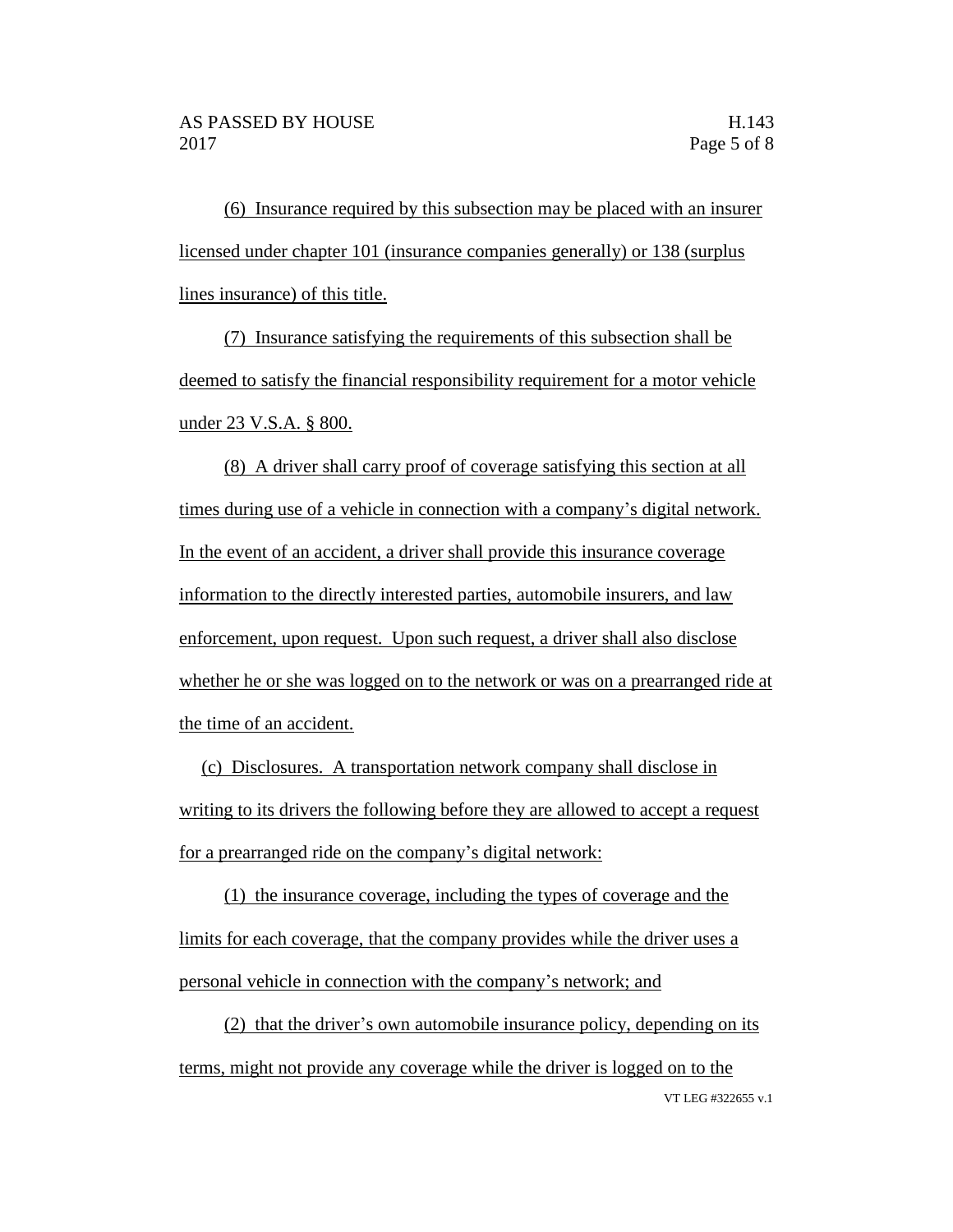(6) Insurance required by this subsection may be placed with an insurer licensed under chapter 101 (insurance companies generally) or 138 (surplus lines insurance) of this title.

(7) Insurance satisfying the requirements of this subsection shall be deemed to satisfy the financial responsibility requirement for a motor vehicle under 23 V.S.A. § 800.

(8) A driver shall carry proof of coverage satisfying this section at all times during use of a vehicle in connection with a company's digital network. In the event of an accident, a driver shall provide this insurance coverage information to the directly interested parties, automobile insurers, and law enforcement, upon request. Upon such request, a driver shall also disclose whether he or she was logged on to the network or was on a prearranged ride at the time of an accident.

(c) Disclosures. A transportation network company shall disclose in writing to its drivers the following before they are allowed to accept a request for a prearranged ride on the company's digital network:

(1) the insurance coverage, including the types of coverage and the limits for each coverage, that the company provides while the driver uses a personal vehicle in connection with the company's network; and

(2) that the driver's own automobile insurance policy, depending on its terms, might not provide any coverage while the driver is logged on to the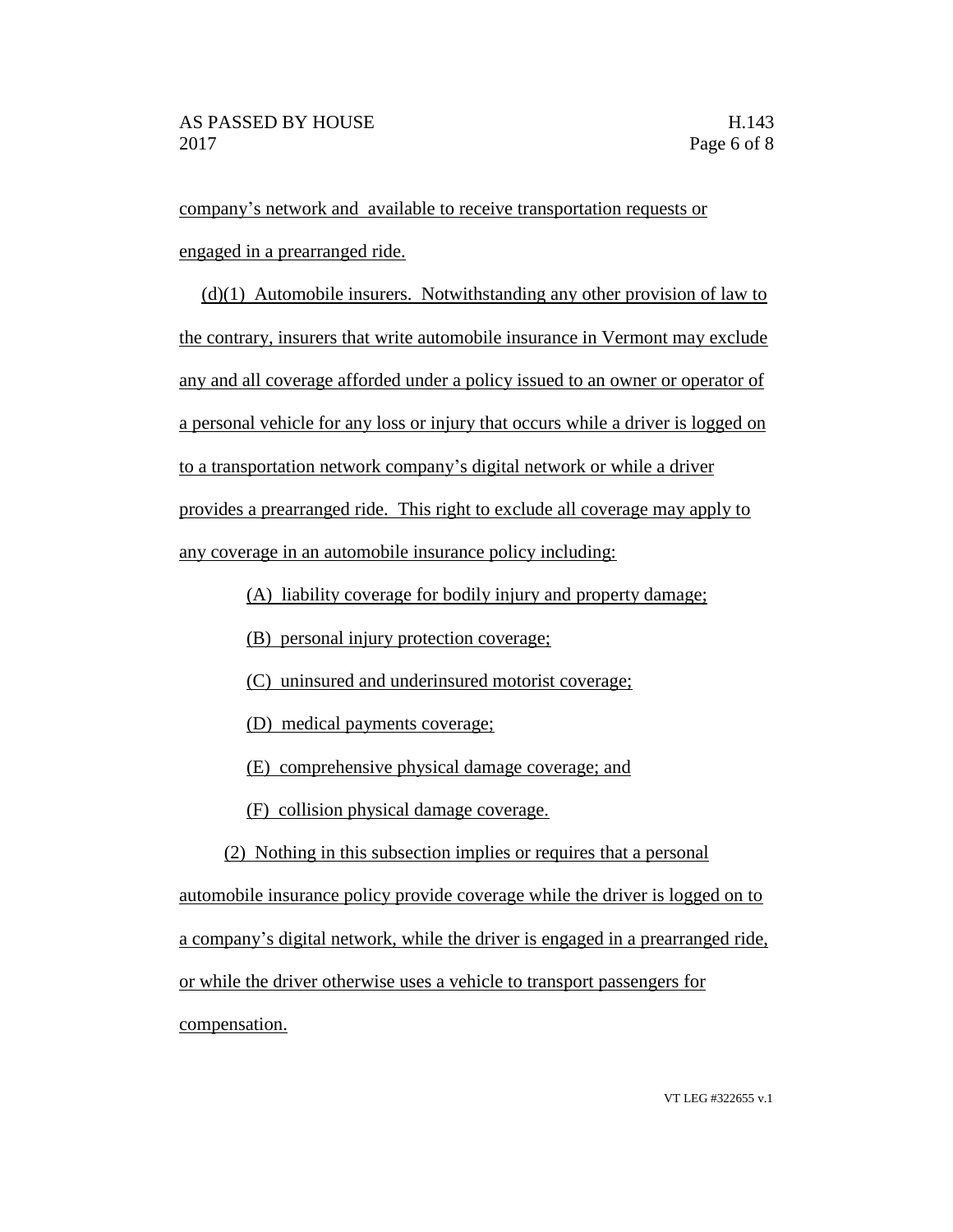company's network and available to receive transportation requests or engaged in a prearranged ride.

(d)(1) Automobile insurers. Notwithstanding any other provision of law to the contrary, insurers that write automobile insurance in Vermont may exclude any and all coverage afforded under a policy issued to an owner or operator of a personal vehicle for any loss or injury that occurs while a driver is logged on to a transportation network company's digital network or while a driver provides a prearranged ride. This right to exclude all coverage may apply to any coverage in an automobile insurance policy including:

(A) liability coverage for bodily injury and property damage;

(B) personal injury protection coverage;

(C) uninsured and underinsured motorist coverage;

(D) medical payments coverage;

(E) comprehensive physical damage coverage; and

(F) collision physical damage coverage.

(2) Nothing in this subsection implies or requires that a personal automobile insurance policy provide coverage while the driver is logged on to a company's digital network, while the driver is engaged in a prearranged ride, or while the driver otherwise uses a vehicle to transport passengers for compensation.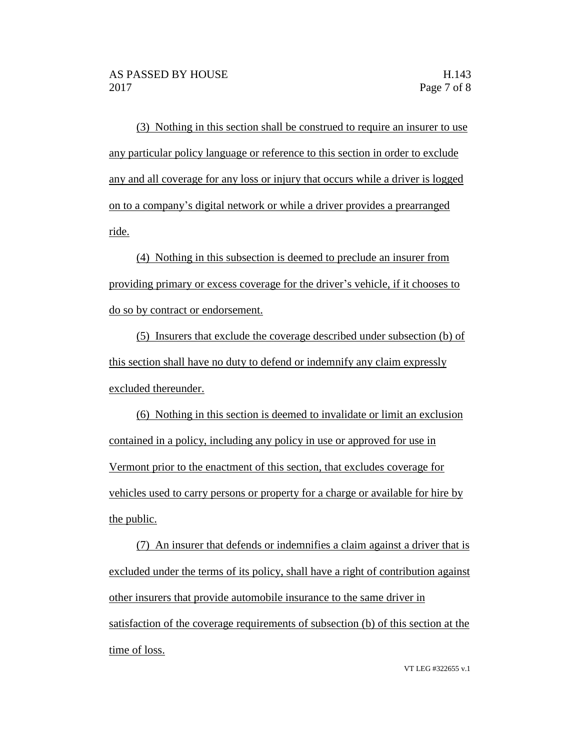(3) Nothing in this section shall be construed to require an insurer to use any particular policy language or reference to this section in order to exclude any and all coverage for any loss or injury that occurs while a driver is logged on to a company's digital network or while a driver provides a prearranged ride.

(4) Nothing in this subsection is deemed to preclude an insurer from providing primary or excess coverage for the driver's vehicle, if it chooses to do so by contract or endorsement.

(5) Insurers that exclude the coverage described under subsection (b) of this section shall have no duty to defend or indemnify any claim expressly excluded thereunder.

(6) Nothing in this section is deemed to invalidate or limit an exclusion contained in a policy, including any policy in use or approved for use in Vermont prior to the enactment of this section, that excludes coverage for vehicles used to carry persons or property for a charge or available for hire by the public.

(7) An insurer that defends or indemnifies a claim against a driver that is excluded under the terms of its policy, shall have a right of contribution against other insurers that provide automobile insurance to the same driver in satisfaction of the coverage requirements of subsection (b) of this section at the time of loss.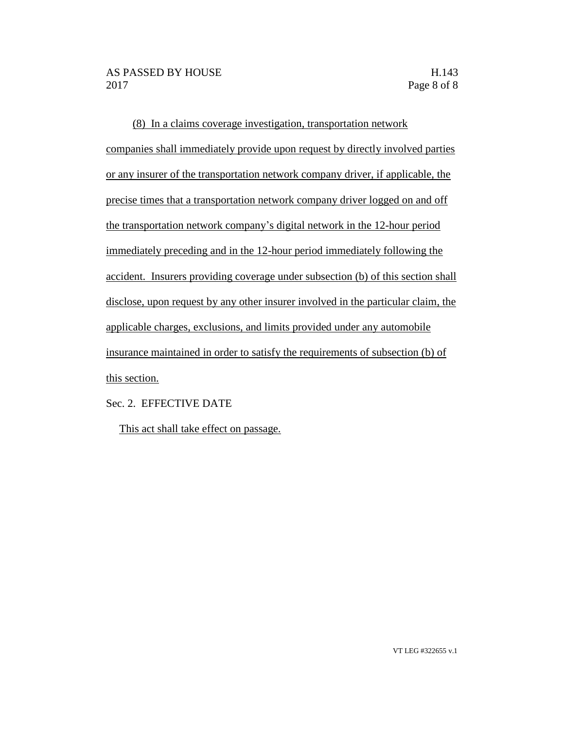(8) In a claims coverage investigation, transportation network companies shall immediately provide upon request by directly involved parties or any insurer of the transportation network company driver, if applicable, the precise times that a transportation network company driver logged on and off the transportation network company's digital network in the 12-hour period immediately preceding and in the 12-hour period immediately following the accident. Insurers providing coverage under subsection (b) of this section shall disclose, upon request by any other insurer involved in the particular claim, the applicable charges, exclusions, and limits provided under any automobile insurance maintained in order to satisfy the requirements of subsection (b) of this section.

Sec. 2. EFFECTIVE DATE

This act shall take effect on passage.